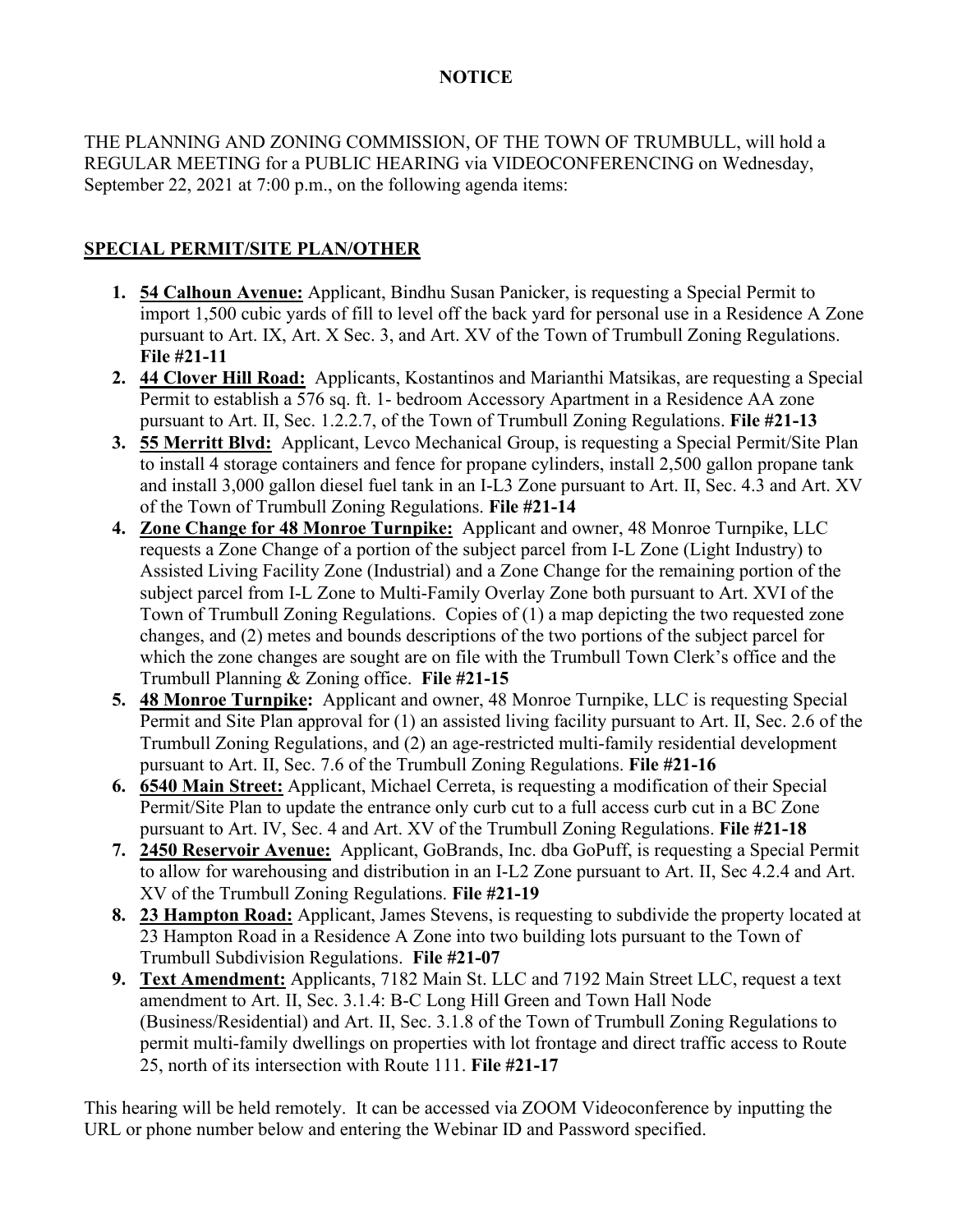# NOTICE

THE PLANNING AND ZONING COMMISSION, OF THE TOWN OF TRUMBULL, will hold a REGULAR MEETING for a PUBLIC HEARING via VIDEOCONFERENCING on Wednesday, September 22, 2021 at 7:00 p.m., on the following agenda items:

## SPECIAL PERMIT/SITE PLAN/OTHER

1. **54 Calhoun Avenue:** Applicant, Bindhu Susan Panicker, is requesting a Special Permit to import 1,500 cubic yards of fill to level off the back yard for personal use in a Residence A Zone pursuant to Art. IX, Art. X Sec. 3, and Art. XV of the Town of Trumbull Zoning Regulations. **File #21-11**
2. **44 Clover Hill Road:** Applicants, Kostantinos and Marianthi Matsikas, are requesting a Special Permit to establish a 576 sq. ft. 1- bedroom Accessory Apartment in a Residence AA zone pursuant to Art. II, Sec. 1.2.2.7, of the Town of Trumbull Zoning Regulations. **File #21-13**
3. **55 Merritt Blvd:** Applicant, Levco Mechanical Group, is requesting a Special Permit/Site Plan to install 4 storage containers and fence for propane cylinders, install 2,500 gallon propane tank and install 3,000 gallon diesel fuel tank in an I-L3 Zone pursuant to Art. II, Sec. 4.3 and Art. XV of the Town of Trumbull Zoning Regulations. **File #21-14**
4. **Zone Change for 48 Monroe Turnpike:** Applicant and owner, 48 Monroe Turnpike, LLC requests a Zone Change of a portion of the subject parcel from I-L Zone (Light Industry) to Assisted Living Facility Zone (Industrial) and a Zone Change for the remaining portion of the subject parcel from I-L Zone to Multi-Family Overlay Zone both pursuant to Art. XVI of the Town of Trumbull Zoning Regulations. Copies of (1) a map depicting the two requested zone changes, and (2) metes and bounds descriptions of the two portions of the subject parcel for which the zone changes are sought are on file with the Trumbull Town Clerk's office and the Trumbull Planning & Zoning office. **File #21-15**
5. **48 Monroe Turnpike:** Applicant and owner, 48 Monroe Turnpike, LLC is requesting Special Permit and Site Plan approval for (1) an assisted living facility pursuant to Art. II, Sec. 2.6 of the Trumbull Zoning Regulations, and (2) an age-restricted multi-family residential development pursuant to Art. II, Sec. 7.6 of the Trumbull Zoning Regulations. **File #21-16**
6. **6540 Main Street:** Applicant, Michael Cerreta, is requesting a modification of their Special Permit/Site Plan to update the entrance only curb cut to a full access curb cut in a BC Zone pursuant to Art. IV, Sec. 4 and Art. XV of the Trumbull Zoning Regulations. **File #21-18**
7. **2450 Reservoir Avenue:** Applicant, GoBrands, Inc. dba GoPuff, is requesting a Special Permit to allow for warehousing and distribution in an I-L2 Zone pursuant to Art. II, Sec 4.2.4 and Art. XV of the Trumbull Zoning Regulations. **File #21-19**
8. **23 Hampton Road:** Applicant, James Stevens, is requesting to subdivide the property located at 23 Hampton Road in a Residence A Zone into two building lots pursuant to the Town of Trumbull Subdivision Regulations. **File #21-07**
9. **Text Amendment:** Applicants, 7182 Main St. LLC and 7192 Main Street LLC, request a text amendment to Art. II, Sec. 3.1.4: B-C Long Hill Green and Town Hall Node (Business/Residential) and Art. II, Sec. 3.1.8 of the Town of Trumbull Zoning Regulations to permit multi-family dwellings on properties with lot frontage and direct traffic access to Route 25, north of its intersection with Route 111. **File #21-17**

This hearing will be held remotely. It can be accessed via ZOOM Videoconference by inputting the URL or phone number below and entering the Webinar ID and Password specified.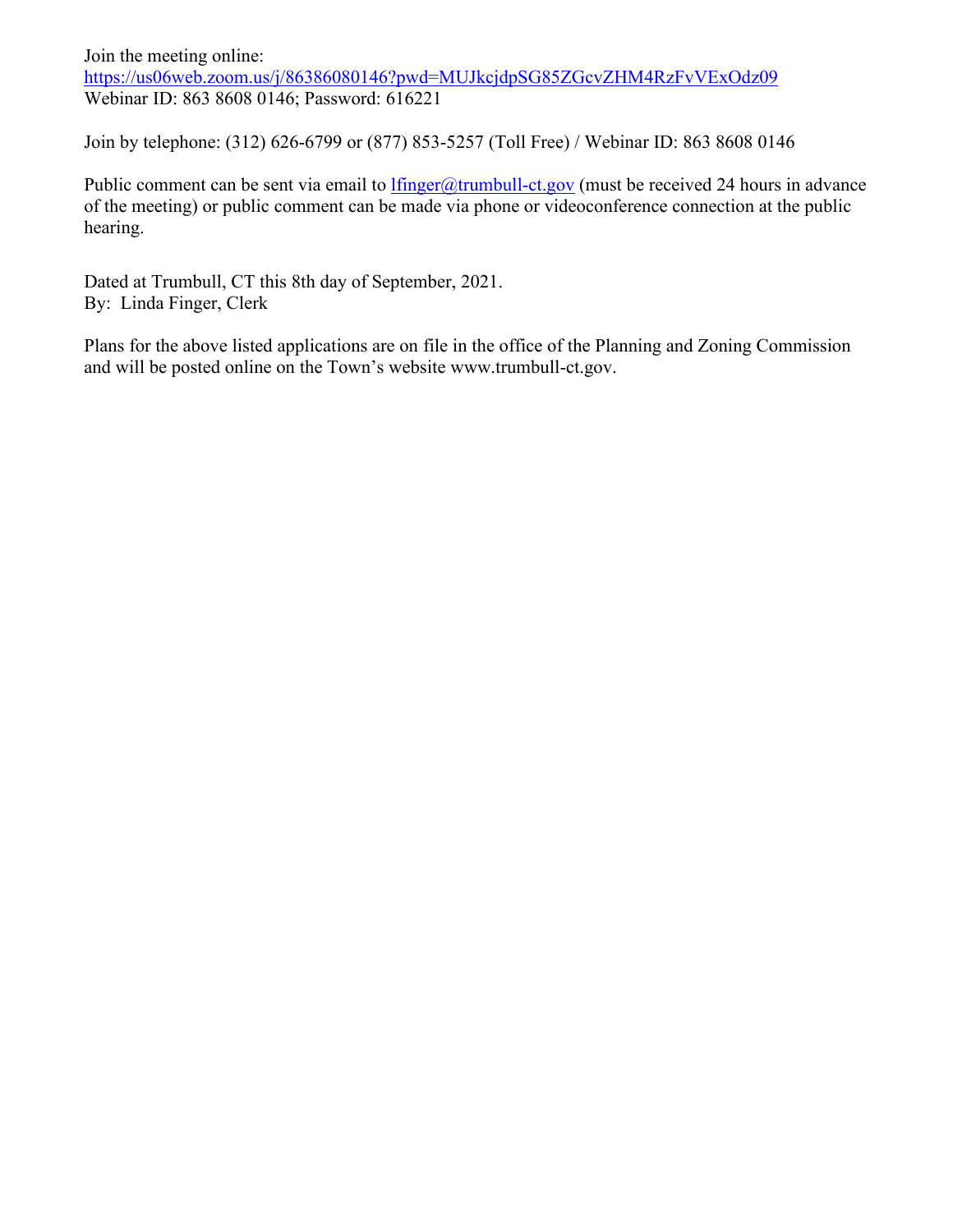Join the meeting online:
https://us06web.zoom.us/j/86386080146?pwd=MUJkcjdpSG85ZGcvZHM4RzFvVExOdz09
Webinar ID: 863 8608 0146; Password: 616221

Join by telephone: (312) 626-6799 or (877) 853-5257 (Toll Free) / Webinar ID: 863 8608 0146

Public comment can be sent via email to lfinger@trumbull-ct.gov (must be received 24 hours in advance of the meeting) or public comment can be made via phone or videoconference connection at the public hearing.

Dated at Trumbull, CT this 8th day of September, 2021.
By: Linda Finger, Clerk

Plans for the above listed applications are on file in the office of the Planning and Zoning Commission and will be posted online on the Town's website www.trumbull-ct.gov.